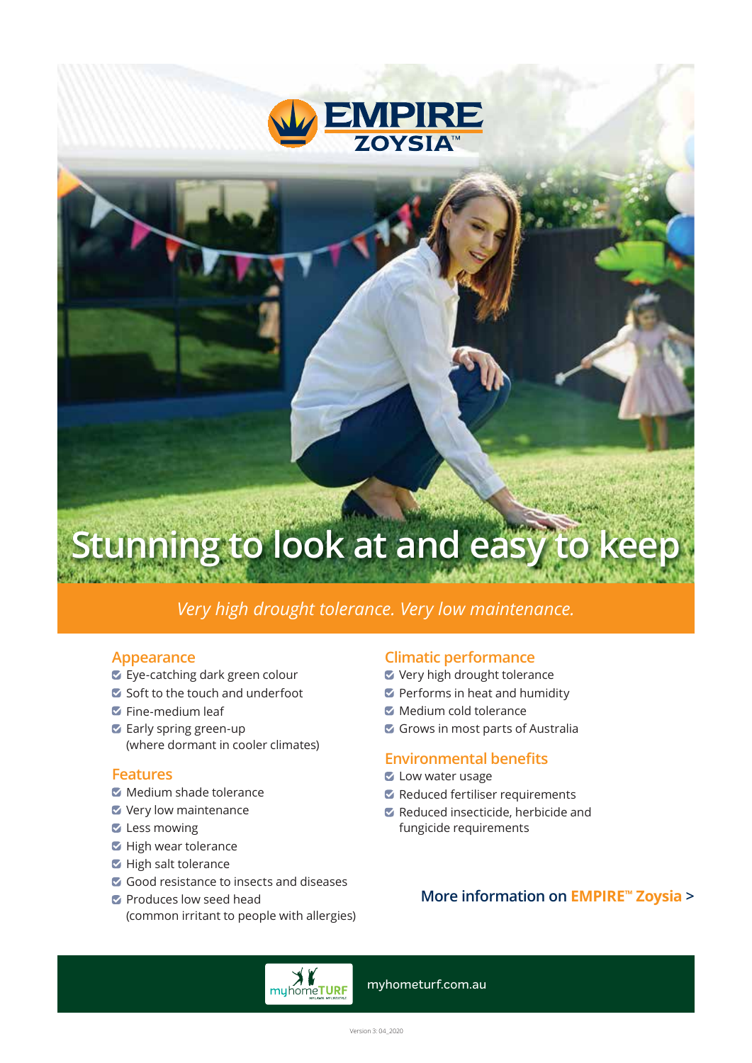# EMPIRE ZOYSIA™

# Stunning to look at and easy to keep

*Very high drought tolerance. Very low maintenance.*

## Appearance

- Eye-catching dark green colour
- Soft to the touch and underfoot
- Fine-medium leaf
- Early spring green-up (where dormant in cooler climates)

## Features

- Medium shade tolerance
- Very low maintenance
- Less mowing
- High wear tolerance
- High salt tolerance
- Good resistance to insects and diseases
- Produces low seed head (common irritant to people with allergies)

## Climatic performance

- Very high drought tolerance
- Performs in heat and humidity
- Medium cold tolerance
- Grows in most parts of Australia

## Environmental benefits

- Low water usage
- Reduced fertiliser requirements
- Reduced insecticide, herbicide and fungicide requirements

**More information on EMPIRE™ Zoysia >**

myhomeTURF

myhometurf.com.au

Version 3: 04_2020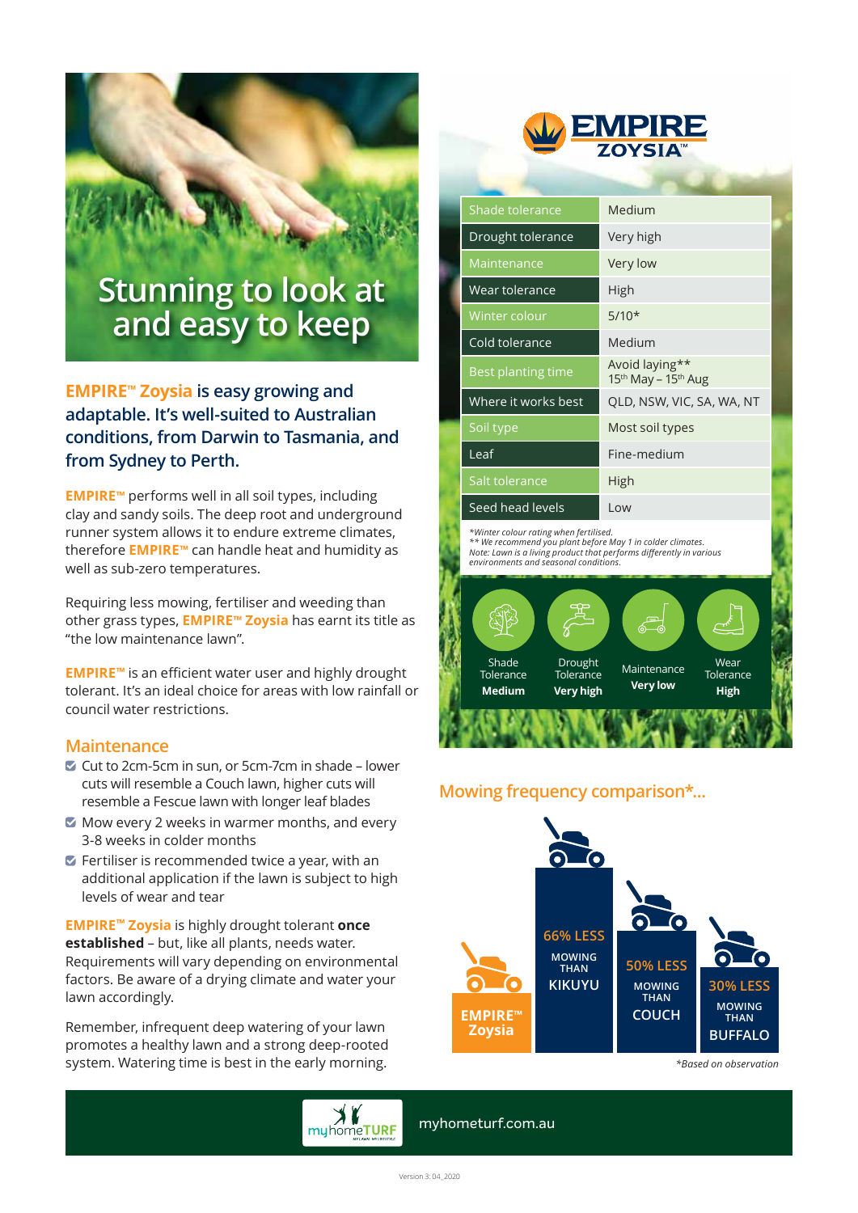# Stunning to look at and easy to keep

**EMPIRE™ Zoysia is easy growing and adaptable. It's well-suited to Australian conditions, from Darwin to Tasmania, and from Sydney to Perth.**

**EMPIRE™** performs well in all soil types, including clay and sandy soils. The deep root and underground runner system allows it to endure extreme climates, therefore **EMPIRE™** can handle heat and humidity as well as sub-zero temperatures.

Requiring less mowing, fertiliser and weeding than other grass types, **EMPIRE™ Zoysia** has earnt its title as "the low maintenance lawn".

**EMPIRE™** is an efficient water user and highly drought tolerant. It's an ideal choice for areas with low rainfall or council water restrictions.

## Maintenance

- Cut to 2cm-5cm in sun, or 5cm-7cm in shade – lower cuts will resemble a Couch lawn, higher cuts will resemble a Fescue lawn with longer leaf blades
- Mow every 2 weeks in warmer months, and every 3-8 weeks in colder months
- Fertiliser is recommended twice a year, with an additional application if the lawn is subject to high levels of wear and tear

**EMPIRE™ Zoysia** is highly drought tolerant **once established** – but, like all plants, needs water. Requirements will vary depending on environmental factors. Be aware of a drying climate and water your lawn accordingly.

Remember, infrequent deep watering of your lawn promotes a healthy lawn and a strong deep-rooted system. Watering time is best in the early morning.

## EMPIRE™ ZOYSIA

| | |
|---|---|
| Shade tolerance | Medium |
| Drought tolerance | Very high |
| Maintenance | Very low |
| Wear tolerance | High |
| Winter colour | 5/10* |
| Cold tolerance | Medium |
| Best planting time | Avoid laying** 15th May – 15th Aug |
| Where it works best | QLD, NSW, VIC, SA, WA, NT |
| Soil type | Most soil types |
| Leaf | Fine-medium |
| Salt tolerance | High |
| Seed head levels | Low |

*\*Winter colour rating when fertilised.*
*\*\* We recommend you plant before May 1 in colder climates.*
*Note: Lawn is a living product that performs differently in various environments and seasonal conditions.*

Shade Tolerance **Medium**
Drought Tolerance **Very high**
Maintenance **Very low**
Wear Tolerance **High**

## Mowing frequency comparison*...

EMPIRE™ Zoysia
66% LESS MOWING THAN KIKUYU
50% LESS MOWING THAN COUCH
30% LESS MOWING THAN BUFFALO

*\*Based on observation*

myhometurf.com.au